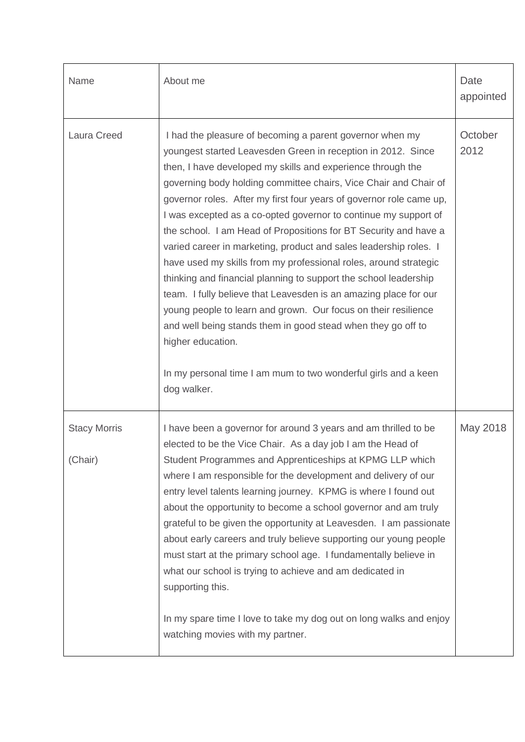| Name | About me | Date appointed |
| --- | --- | --- |
| Laura Creed | I had the pleasure of becoming a parent governor when my youngest started Leavesden Green in reception in 2012. Since then, I have developed my skills and experience through the governing body holding committee chairs, Vice Chair and Chair of governor roles. After my first four years of governor role came up, I was excepted as a co-opted governor to continue my support of the school. I am Head of Propositions for BT Security and have a varied career in marketing, product and sales leadership roles. I have used my skills from my professional roles, around strategic thinking and financial planning to support the school leadership team. I fully believe that Leavesden is an amazing place for our young people to learn and grown. Our focus on their resilience and well being stands them in good stead when they go off to higher education.<br><br>In my personal time I am mum to two wonderful girls and a keen dog walker. | October 2012 |
| Stacy Morris<br><br>(Chair) | I have been a governor for around 3 years and am thrilled to be elected to be the Vice Chair. As a day job I am the Head of Student Programmes and Apprenticeships at KPMG LLP which where I am responsible for the development and delivery of our entry level talents learning journey. KPMG is where I found out about the opportunity to become a school governor and am truly grateful to be given the opportunity at Leavesden. I am passionate about early careers and truly believe supporting our young people must start at the primary school age. I fundamentally believe in what our school is trying to achieve and am dedicated in supporting this.<br><br>In my spare time I love to take my dog out on long walks and enjoy watching movies with my partner. | May 2018 |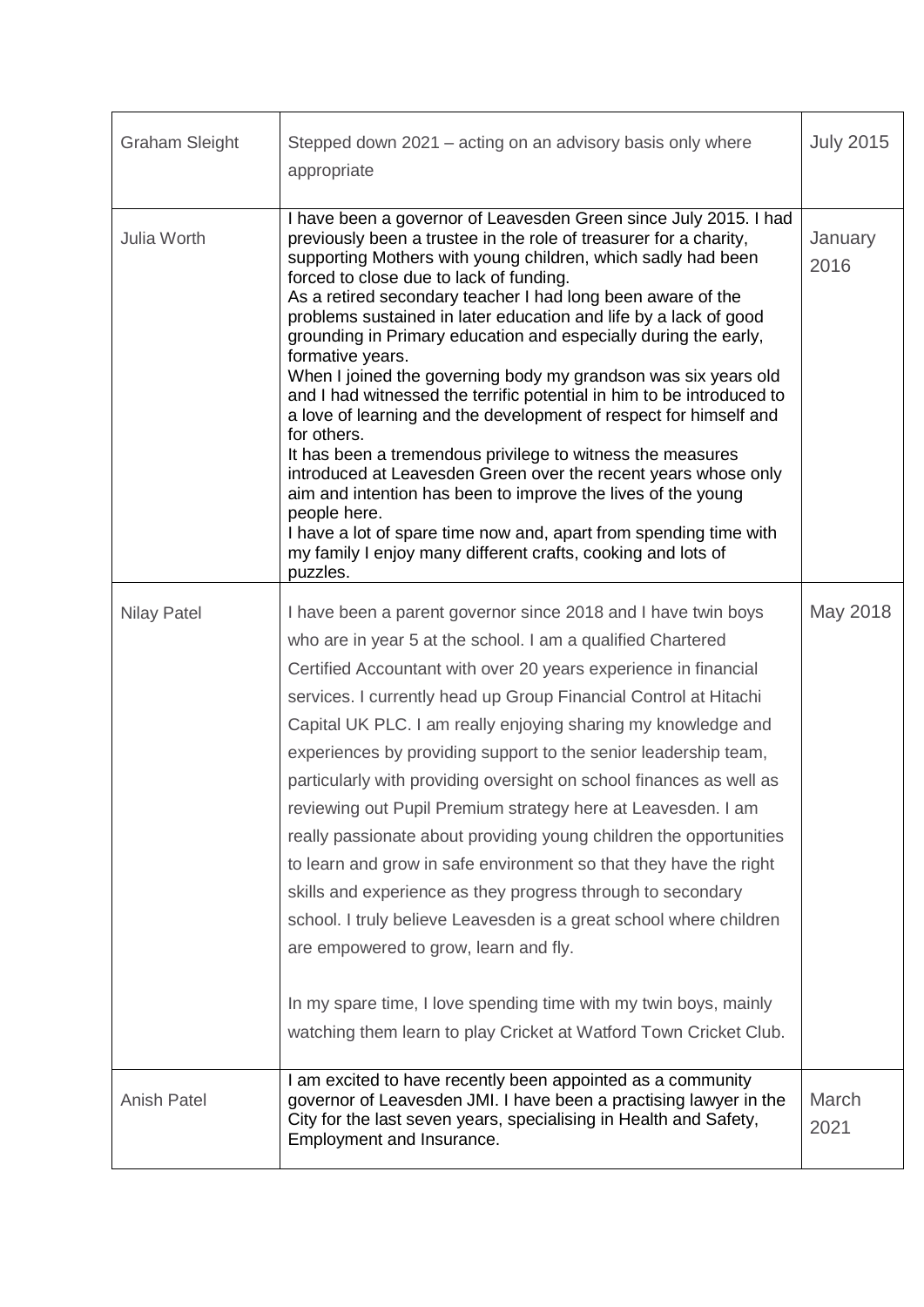| | | |
|---|---|---|
| Graham Sleight | Stepped down 2021 – acting on an advisory basis only where appropriate | July 2015 |
| Julia Worth | I have been a governor of Leavesden Green since July 2015. I had previously been a trustee in the role of treasurer for a charity, supporting Mothers with young children, which sadly had been forced to close due to lack of funding.<br>As a retired secondary teacher I had long been aware of the problems sustained in later education and life by a lack of good grounding in Primary education and especially during the early, formative years.<br>When I joined the governing body my grandson was six years old and I had witnessed the terrific potential in him to be introduced to a love of learning and the development of respect for himself and for others.<br>It has been a tremendous privilege to witness the measures introduced at Leavesden Green over the recent years whose only aim and intention has been to improve the lives of the young people here.<br>I have a lot of spare time now and, apart from spending time with my family I enjoy many different crafts, cooking and lots of puzzles. | January 2016 |
| Nilay Patel | I have been a parent governor since 2018 and I have twin boys who are in year 5 at the school. I am a qualified Chartered Certified Accountant with over 20 years experience in financial services. I currently head up Group Financial Control at Hitachi Capital UK PLC. I am really enjoying sharing my knowledge and experiences by providing support to the senior leadership team, particularly with providing oversight on school finances as well as reviewing out Pupil Premium strategy here at Leavesden. I am really passionate about providing young children the opportunities to learn and grow in safe environment so that they have the right skills and experience as they progress through to secondary school. I truly believe Leavesden is a great school where children are empowered to grow, learn and fly.<br><br>In my spare time, I love spending time with my twin boys, mainly watching them learn to play Cricket at Watford Town Cricket Club. | May 2018 |
| Anish Patel | I am excited to have recently been appointed as a community governor of Leavesden JMI. I have been a practising lawyer in the City for the last seven years, specialising in Health and Safety, Employment and Insurance. | March 2021 |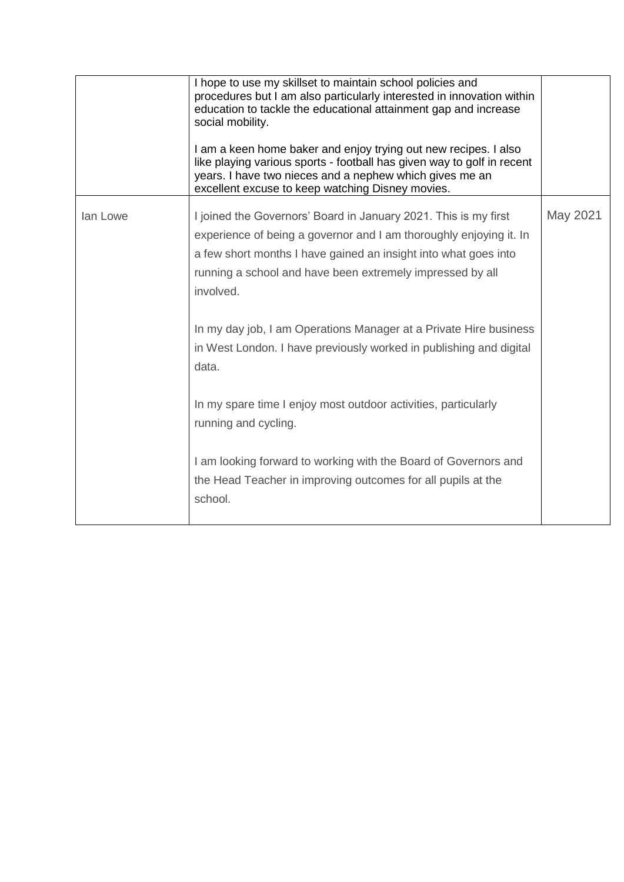| | | |
|---|---|---|
| | I hope to use my skillset to maintain school policies and procedures but I am also particularly interested in innovation within education to tackle the educational attainment gap and increase social mobility.<br><br>I am a keen home baker and enjoy trying out new recipes. I also like playing various sports - football has given way to golf in recent years. I have two nieces and a nephew which gives me an excellent excuse to keep watching Disney movies. | |
| Ian Lowe | I joined the Governors' Board in January 2021. This is my first experience of being a governor and I am thoroughly enjoying it. In a few short months I have gained an insight into what goes into running a school and have been extremely impressed by all involved.<br><br>In my day job, I am Operations Manager at a Private Hire business in West London. I have previously worked in publishing and digital data.<br><br>In my spare time I enjoy most outdoor activities, particularly running and cycling.<br><br>I am looking forward to working with the Board of Governors and the Head Teacher in improving outcomes for all pupils at the school. | May 2021 |